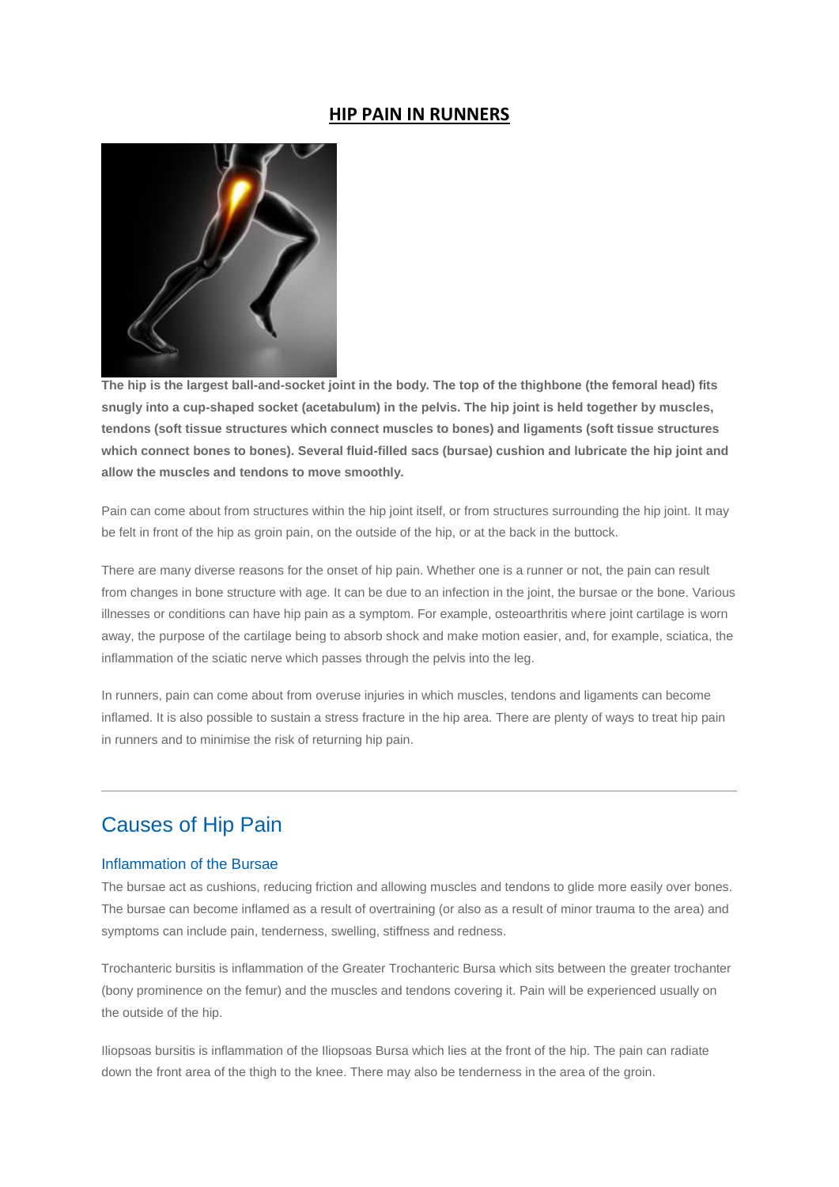# HIP PAIN IN RUNNERS

**The hip is the largest ball-and-socket joint in the body. The top of the thighbone (the femoral head) fits snugly into a cup-shaped socket (acetabulum) in the pelvis. The hip joint is held together by muscles, tendons (soft tissue structures which connect muscles to bones) and ligaments (soft tissue structures which connect bones to bones). Several fluid-filled sacs (bursae) cushion and lubricate the hip joint and allow the muscles and tendons to move smoothly.**

Pain can come about from structures within the hip joint itself, or from structures surrounding the hip joint. It may be felt in front of the hip as groin pain, on the outside of the hip, or at the back in the buttock.

There are many diverse reasons for the onset of hip pain. Whether one is a runner or not, the pain can result from changes in bone structure with age. It can be due to an infection in the joint, the bursae or the bone. Various illnesses or conditions can have hip pain as a symptom. For example, osteoarthritis where joint cartilage is worn away, the purpose of the cartilage being to absorb shock and make motion easier, and, for example, sciatica, the inflammation of the sciatic nerve which passes through the pelvis into the leg.

In runners, pain can come about from overuse injuries in which muscles, tendons and ligaments can become inflamed. It is also possible to sustain a stress fracture in the hip area. There are plenty of ways to treat hip pain in runners and to minimise the risk of returning hip pain.

---

## Causes of Hip Pain

### Inflammation of the Bursae

The bursae act as cushions, reducing friction and allowing muscles and tendons to glide more easily over bones. The bursae can become inflamed as a result of overtraining (or also as a result of minor trauma to the area) and symptoms can include pain, tenderness, swelling, stiffness and redness.

Trochanteric bursitis is inflammation of the Greater Trochanteric Bursa which sits between the greater trochanter (bony prominence on the femur) and the muscles and tendons covering it. Pain will be experienced usually on the outside of the hip.

Iliopsoas bursitis is inflammation of the Iliopsoas Bursa which lies at the front of the hip. The pain can radiate down the front area of the thigh to the knee. There may also be tenderness in the area of the groin.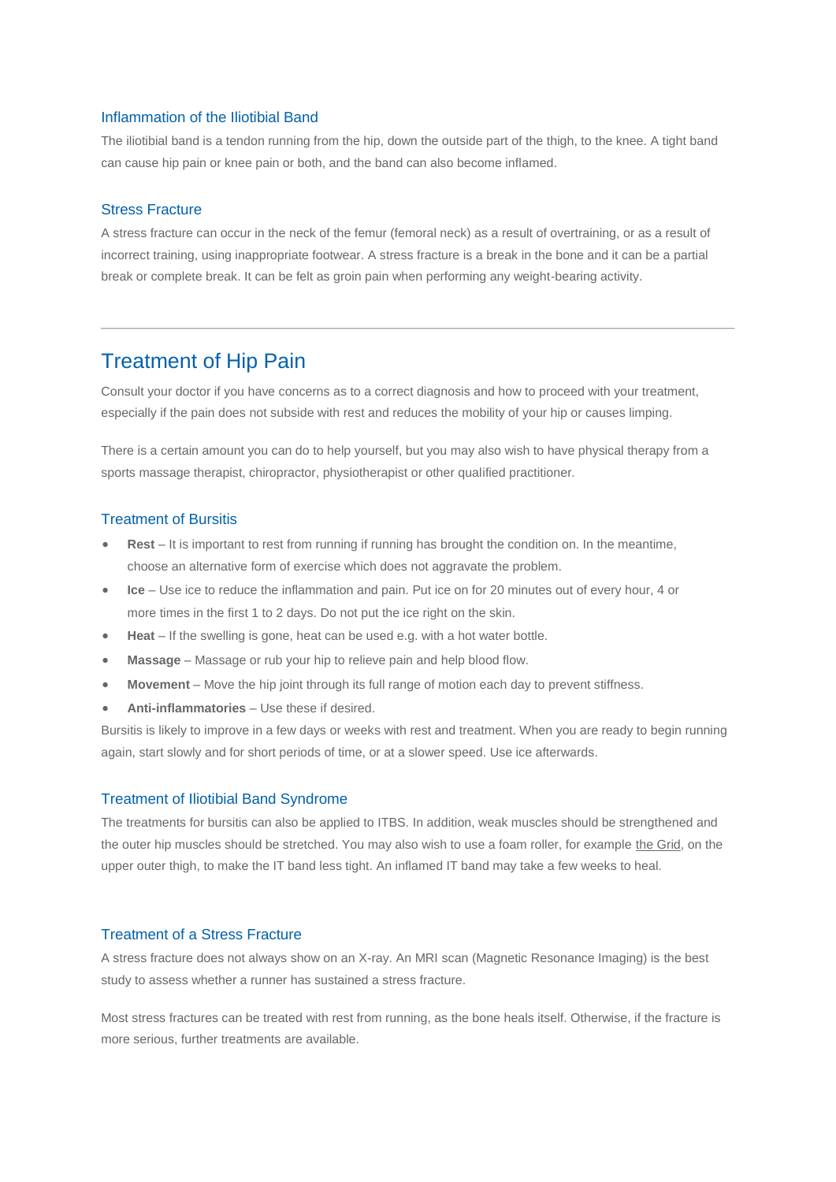### Inflammation of the Iliotibial Band

The iliotibial band is a tendon running from the hip, down the outside part of the thigh, to the knee. A tight band can cause hip pain or knee pain or both, and the band can also become inflamed.

### Stress Fracture

A stress fracture can occur in the neck of the femur (femoral neck) as a result of overtraining, or as a result of incorrect training, using inappropriate footwear. A stress fracture is a break in the bone and it can be a partial break or complete break. It can be felt as groin pain when performing any weight-bearing activity.

---

## Treatment of Hip Pain

Consult your doctor if you have concerns as to a correct diagnosis and how to proceed with your treatment, especially if the pain does not subside with rest and reduces the mobility of your hip or causes limping.

There is a certain amount you can do to help yourself, but you may also wish to have physical therapy from a sports massage therapist, chiropractor, physiotherapist or other qualified practitioner.

### Treatment of Bursitis

- **Rest** – It is important to rest from running if running has brought the condition on. In the meantime, choose an alternative form of exercise which does not aggravate the problem.
- **Ice** – Use ice to reduce the inflammation and pain. Put ice on for 20 minutes out of every hour, 4 or more times in the first 1 to 2 days. Do not put the ice right on the skin.
- **Heat** – If the swelling is gone, heat can be used e.g. with a hot water bottle.
- **Massage** – Massage or rub your hip to relieve pain and help blood flow.
- **Movement** – Move the hip joint through its full range of motion each day to prevent stiffness.
- **Anti-inflammatories** – Use these if desired.

Bursitis is likely to improve in a few days or weeks with rest and treatment. When you are ready to begin running again, start slowly and for short periods of time, or at a slower speed. Use ice afterwards.

### Treatment of Iliotibial Band Syndrome

The treatments for bursitis can also be applied to ITBS. In addition, weak muscles should be strengthened and the outer hip muscles should be stretched. You may also wish to use a foam roller, for example the Grid, on the upper outer thigh, to make the IT band less tight. An inflamed IT band may take a few weeks to heal.

### Treatment of a Stress Fracture

A stress fracture does not always show on an X-ray. An MRI scan (Magnetic Resonance Imaging) is the best study to assess whether a runner has sustained a stress fracture.

Most stress fractures can be treated with rest from running, as the bone heals itself. Otherwise, if the fracture is more serious, further treatments are available.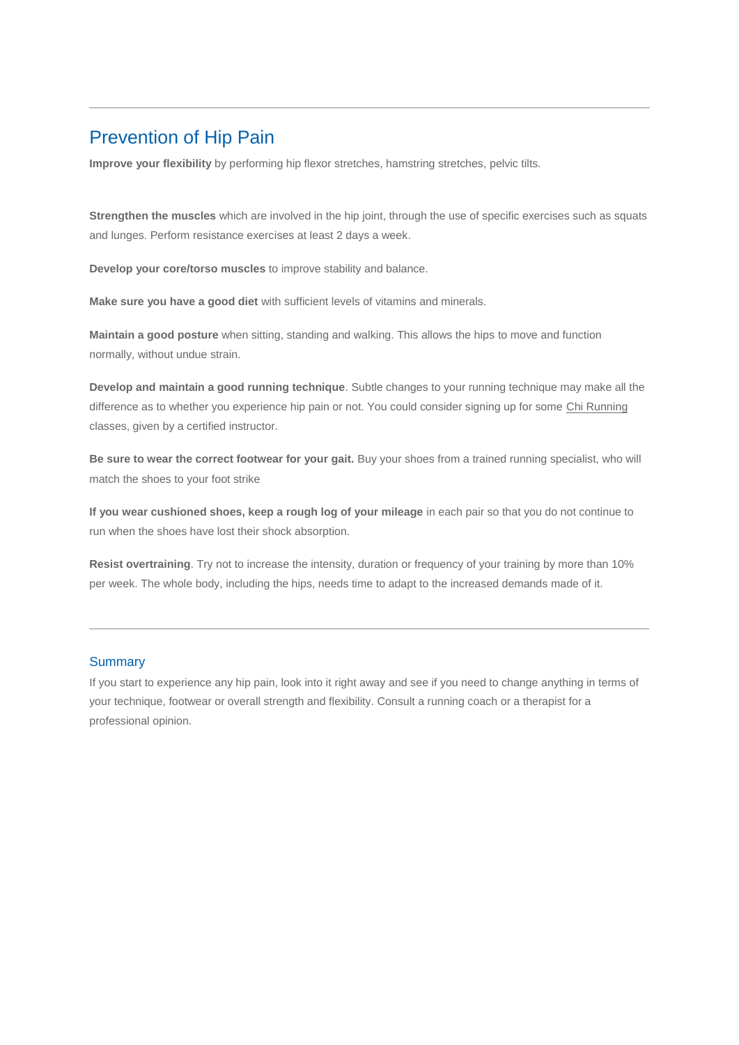---

## Prevention of Hip Pain

**Improve your flexibility** by performing hip flexor stretches, hamstring stretches, pelvic tilts.

**Strengthen the muscles** which are involved in the hip joint, through the use of specific exercises such as squats and lunges. Perform resistance exercises at least 2 days a week.

**Develop your core/torso muscles** to improve stability and balance.

**Make sure you have a good diet** with sufficient levels of vitamins and minerals.

**Maintain a good posture** when sitting, standing and walking. This allows the hips to move and function normally, without undue strain.

**Develop and maintain a good running technique**. Subtle changes to your running technique may make all the difference as to whether you experience hip pain or not. You could consider signing up for some Chi Running classes, given by a certified instructor.

**Be sure to wear the correct footwear for your gait.** Buy your shoes from a trained running specialist, who will match the shoes to your foot strike

**If you wear cushioned shoes, keep a rough log of your mileage** in each pair so that you do not continue to run when the shoes have lost their shock absorption.

**Resist overtraining**. Try not to increase the intensity, duration or frequency of your training by more than 10% per week. The whole body, including the hips, needs time to adapt to the increased demands made of it.

---

### Summary

If you start to experience any hip pain, look into it right away and see if you need to change anything in terms of your technique, footwear or overall strength and flexibility. Consult a running coach or a therapist for a professional opinion.